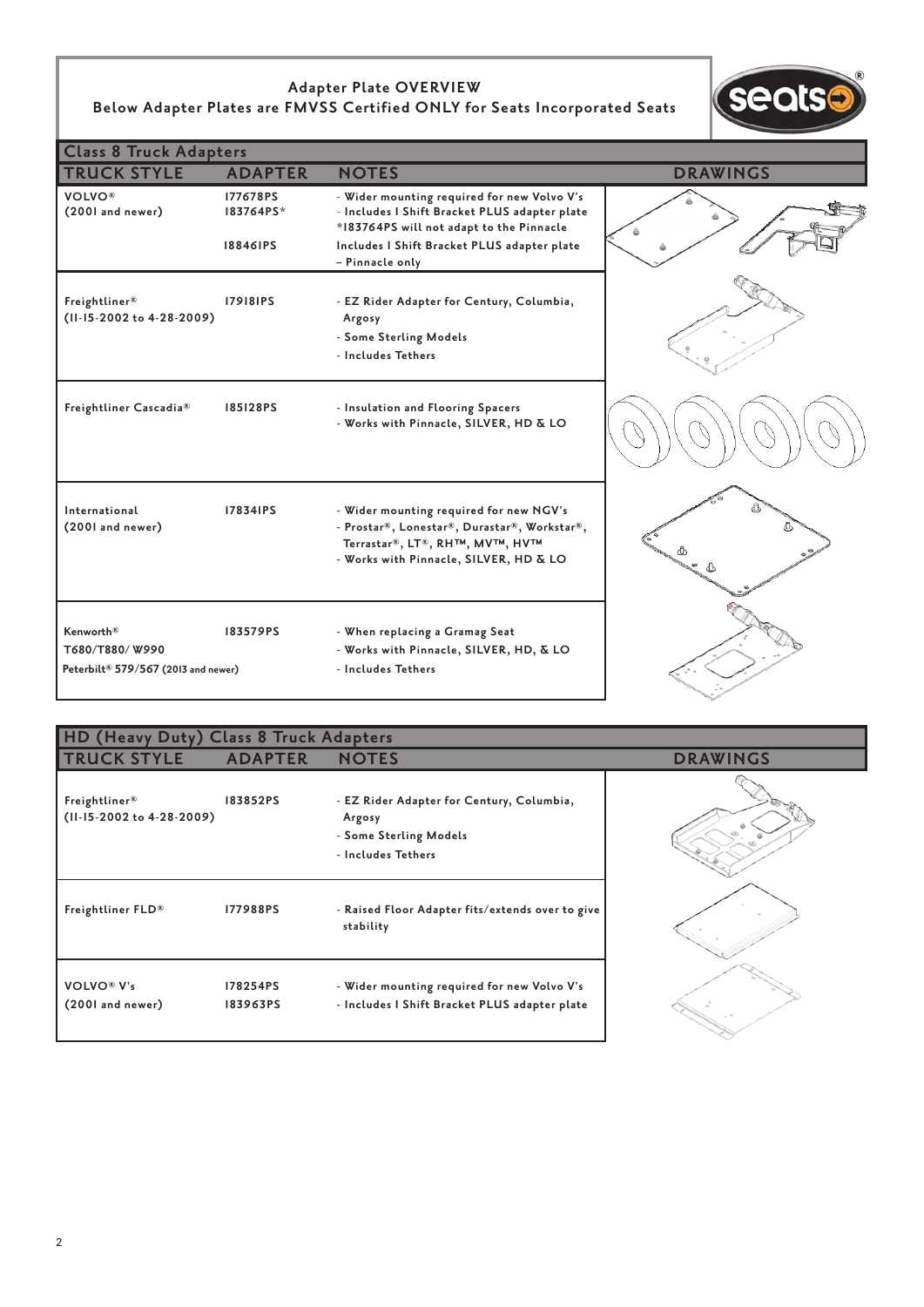# Adapter Plate OVERVIEW

## Below Adapter Plates are FMVSS Certified ONLY for Seats Incorporated Seats

### Class 8 Truck Adapters

| TRUCK STYLE | ADAPTER | NOTES | DRAWINGS |
|---|---|---|---|
| VOLVO® (2001 and newer) | 177678PS<br>183764PS*<br><br>188461PS | - Wider mounting required for new Volvo V's<br>- Includes 1 Shift Bracket PLUS adapter plate<br>*183764PS will not adapt to the Pinnacle<br>Includes 1 Shift Bracket PLUS adapter plate – Pinnacle only | |
| Freightliner® (11-15-2002 to 4-28-2009) | 179181PS | - EZ Rider Adapter for Century, Columbia, Argosy<br>- Some Sterling Models<br>- Includes Tethers | |
| Freightliner Cascadia® | 185128PS | - Insulation and Flooring Spacers<br>- Works with Pinnacle, SILVER, HD & LO | |
| International (2001 and newer) | 178341PS | - Wider mounting required for new NGV's<br>- Prostar®, Lonestar®, Durastar®, Workstar®, Terrastar®, LT®, RH™, MV™, HV™<br>- Works with Pinnacle, SILVER, HD & LO | |
| Kenworth® T680/T880/ W990<br>Peterbilt® 579/567 (2013 and newer) | 183579PS | - When replacing a Gramag Seat<br>- Works with Pinnacle, SILVER, HD, & LO<br>- Includes Tethers | |

### HD (Heavy Duty) Class 8 Truck Adapters

| TRUCK STYLE | ADAPTER | NOTES | DRAWINGS |
|---|---|---|---|
| Freightliner® (11-15-2002 to 4-28-2009) | 183852PS | - EZ Rider Adapter for Century, Columbia, Argosy<br>- Some Sterling Models<br>- Includes Tethers | |
| Freightliner FLD® | 177988PS | - Raised Floor Adapter fits/extends over to give stability | |
| VOLVO® V's (2001 and newer) | 178254PS<br>183963PS | - Wider mounting required for new Volvo V's<br>- Includes 1 Shift Bracket PLUS adapter plate | |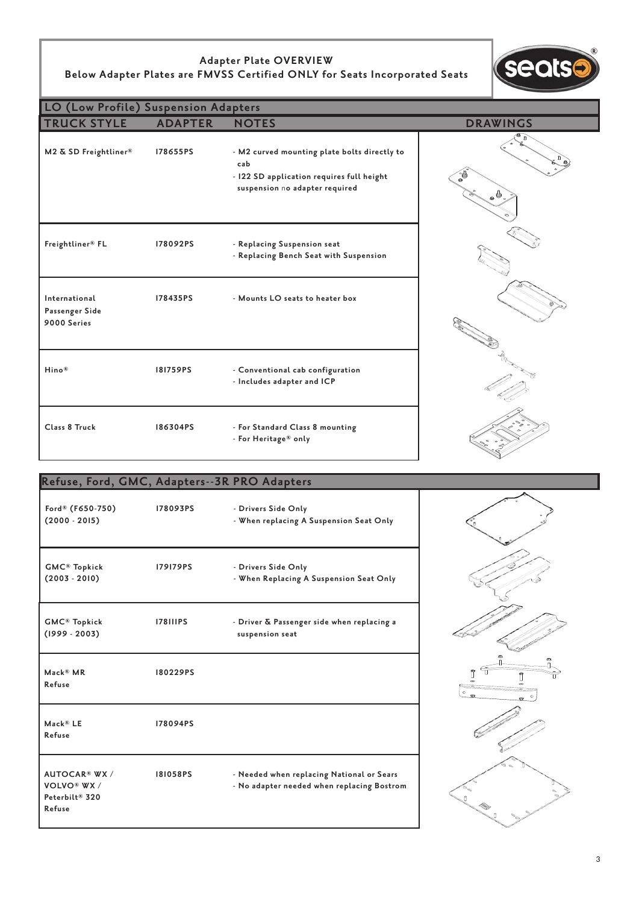## Adapter Plate OVERVIEW

**Below Adapter Plates are FMVSS Certified ONLY for Seats Incorporated Seats**

### LO (Low Profile) Suspension Adapters

| TRUCK STYLE | ADAPTER | NOTES | DRAWINGS |
|---|---|---|---|
| M2 & SD Freightliner® | 178655PS | - M2 curved mounting plate bolts directly to cab<br>- 122 SD application requires full height suspension no adapter required | |
| Freightliner® FL | 178092PS | - Replacing Suspension seat<br>- Replacing Bench Seat with Suspension | |
| International Passenger Side 9000 Series | 178435PS | - Mounts LO seats to heater box | |
| Hino® | 181759PS | - Conventional cab configuration<br>- Includes adapter and ICP | |
| Class 8 Truck | 186304PS | - For Standard Class 8 mounting<br>- For Heritage® only | |

### Refuse, Ford, GMC, Adapters--3R PRO Adapters

| TRUCK STYLE | ADAPTER | NOTES | DRAWINGS |
|---|---|---|---|
| Ford® (F650-750) (2000 - 2015) | 178093PS | - Drivers Side Only<br>- When replacing A Suspension Seat Only | |
| GMC® Topkick (2003 - 2010) | 179179PS | - Drivers Side Only<br>- When Replacing A Suspension Seat Only | |
| GMC® Topkick (1999 - 2003) | 178111PS | - Driver & Passenger side when replacing a suspension seat | |
| Mack® MR Refuse | 180229PS | | |
| Mack® LE Refuse | 178094PS | | |
| AUTOCAR® WX / VOLVO® WX / Peterbilt® 320 Refuse | 181058PS | - Needed when replacing National or Sears<br>- No adapter needed when replacing Bostrom | |